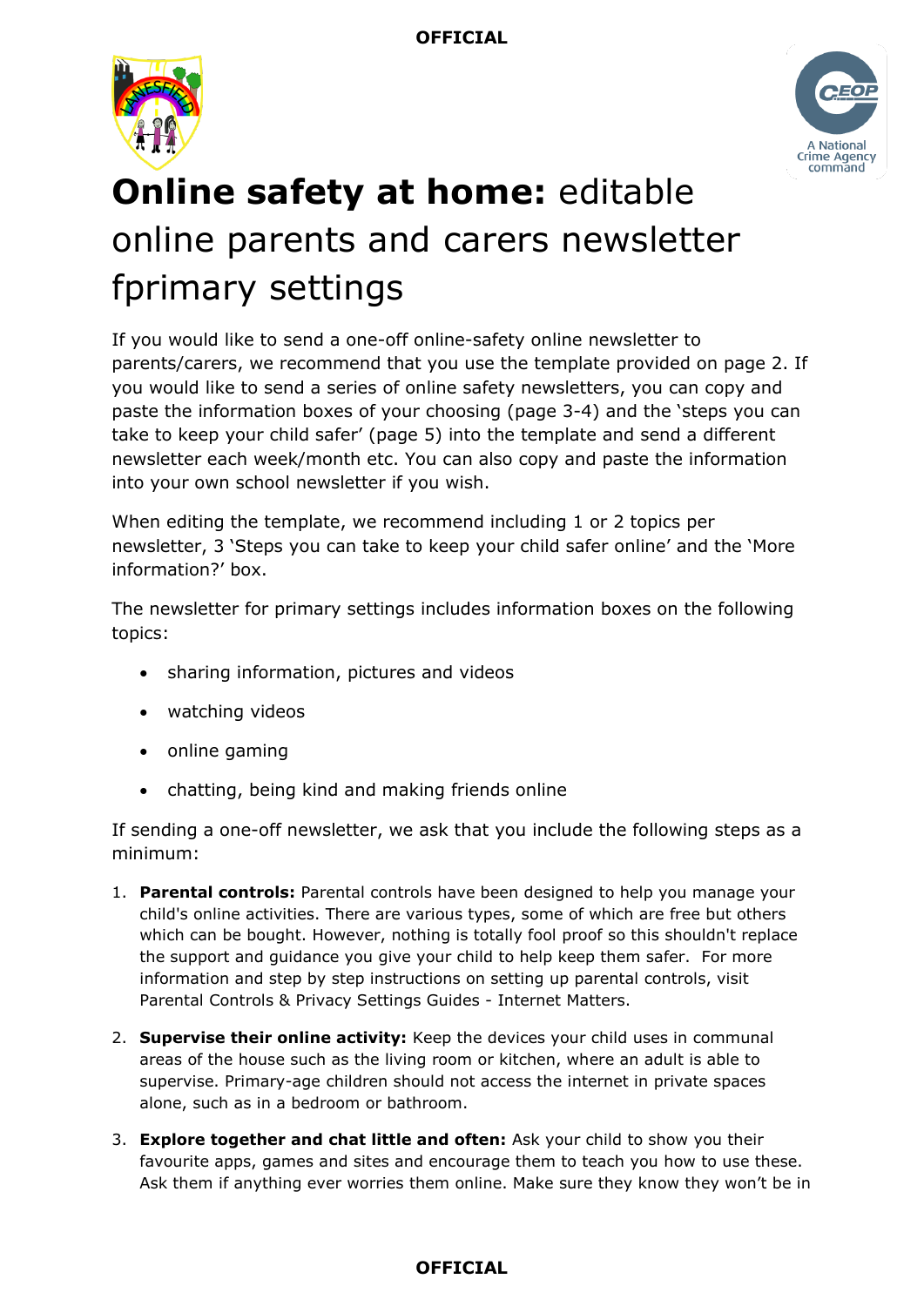# **Online safety at home:** editable online parents and carers newsletter fprimary settings

If you would like to send a one-off online-safety online newsletter to parents/carers, we recommend that you use the template provided on page 2. If you would like to send a series of online safety newsletters, you can copy and paste the information boxes of your choosing (page 3-4) and the 'steps you can take to keep your child safer' (page 5) into the template and send a different newsletter each week/month etc. You can also copy and paste the information into your own school newsletter if you wish.

When editing the template, we recommend including 1 or 2 topics per newsletter, 3 'Steps you can take to keep your child safer online' and the 'More information?' box.

The newsletter for primary settings includes information boxes on the following topics:

- sharing information, pictures and videos
- watching videos
- online gaming
- chatting, being kind and making friends online

If sending a one-off newsletter, we ask that you include the following steps as a minimum:

1. **Parental controls:** Parental controls have been designed to help you manage your child's online activities. There are various types, some of which are free but others which can be bought. However, nothing is totally fool proof so this shouldn't replace the support and guidance you give your child to help keep them safer. For more information and step by step instructions on setting up parental controls, visit Parental Controls & Privacy Settings Guides - Internet Matters.
2. **Supervise their online activity:** Keep the devices your child uses in communal areas of the house such as the living room or kitchen, where an adult is able to supervise. Primary-age children should not access the internet in private spaces alone, such as in a bedroom or bathroom.
3. **Explore together and chat little and often:** Ask your child to show you their favourite apps, games and sites and encourage them to teach you how to use these. Ask them if anything ever worries them online. Make sure they know they won't be in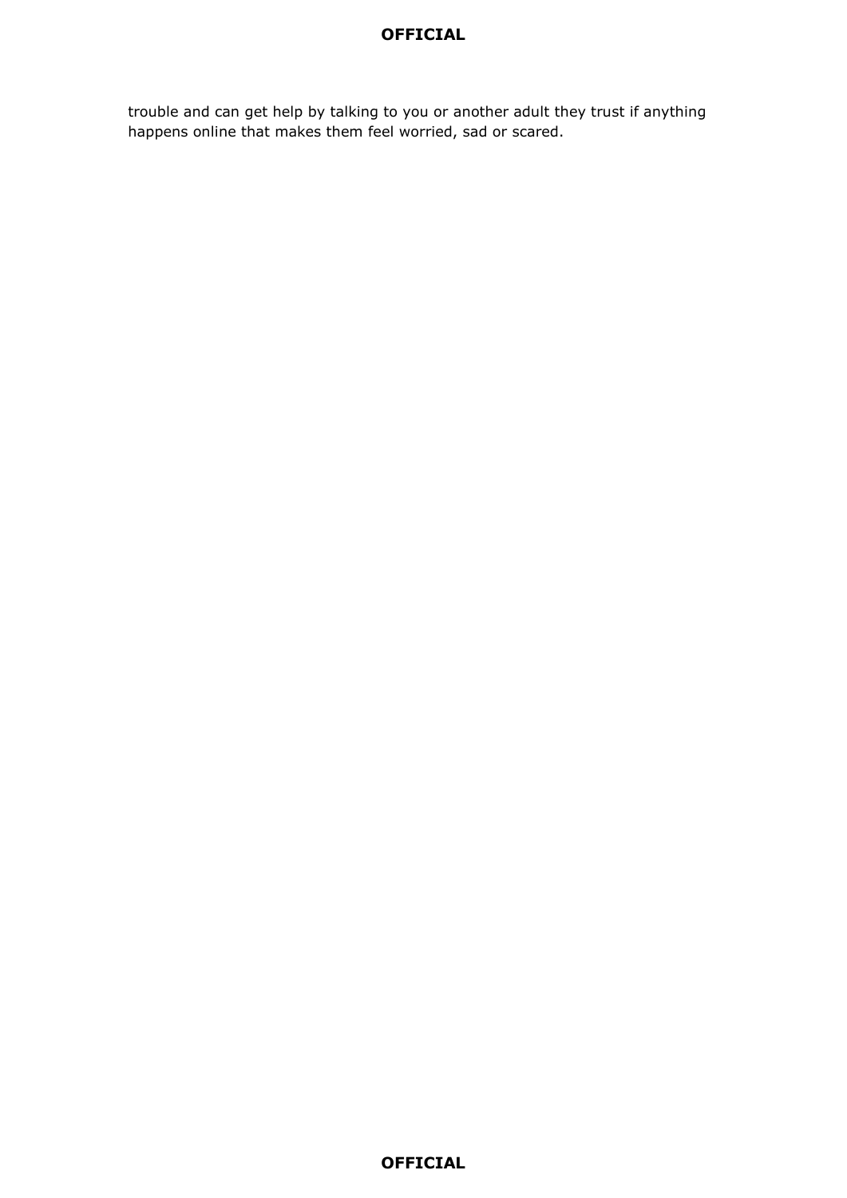trouble and can get help by talking to you or another adult they trust if anything happens online that makes them feel worried, sad or scared.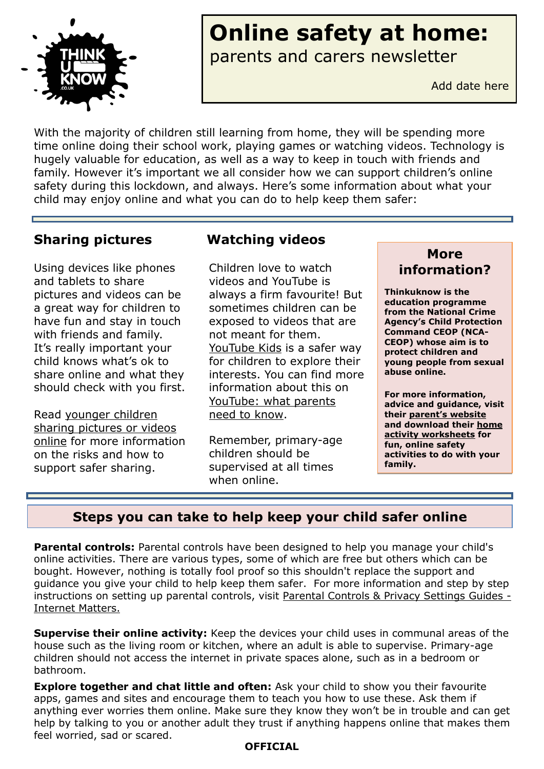# Online safety at home:

parents and carers newsletter

Add date here

With the majority of children still learning from home, they will be spending more time online doing their school work, playing games or watching videos. Technology is hugely valuable for education, as well as a way to keep in touch with friends and family. However it's important we all consider how we can support children's online safety during this lockdown, and always. Here's some information about what your child may enjoy online and what you can do to help keep them safer:

## Sharing pictures

Using devices like phones and tablets to share pictures and videos can be a great way for children to have fun and stay in touch with friends and family. It's really important your child knows what's ok to share online and what they should check with you first.

Read younger children sharing pictures or videos online for more information on the risks and how to support safer sharing.

## Watching videos

Children love to watch videos and YouTube is always a firm favourite! But sometimes children can be exposed to videos that are not meant for them. YouTube Kids is a safer way for children to explore their interests. You can find more information about this on YouTube: what parents need to know.

Remember, primary-age children should be supervised at all times when online.

## More information?

**Thinkuknow is the education programme from the National Crime Agency's Child Protection Command CEOP (NCA-CEOP) whose aim is to protect children and young people from sexual abuse online.**

**For more information, advice and guidance, visit their parent's website and download their home activity worksheets for fun, online safety activities to do with your family.**

## Steps you can take to help keep your child safer online

**Parental controls:** Parental controls have been designed to help you manage your child's online activities. There are various types, some of which are free but others which can be bought. However, nothing is totally fool proof so this shouldn't replace the support and guidance you give your child to help keep them safer. For more information and step by step instructions on setting up parental controls, visit Parental Controls & Privacy Settings Guides - Internet Matters.

**Supervise their online activity:** Keep the devices your child uses in communal areas of the house such as the living room or kitchen, where an adult is able to supervise. Primary-age children should not access the internet in private spaces alone, such as in a bedroom or bathroom.

**Explore together and chat little and often:** Ask your child to show you their favourite apps, games and sites and encourage them to teach you how to use these. Ask them if anything ever worries them online. Make sure they know they won't be in trouble and can get help by talking to you or another adult they trust if anything happens online that makes them feel worried, sad or scared.

**OFFICIAL**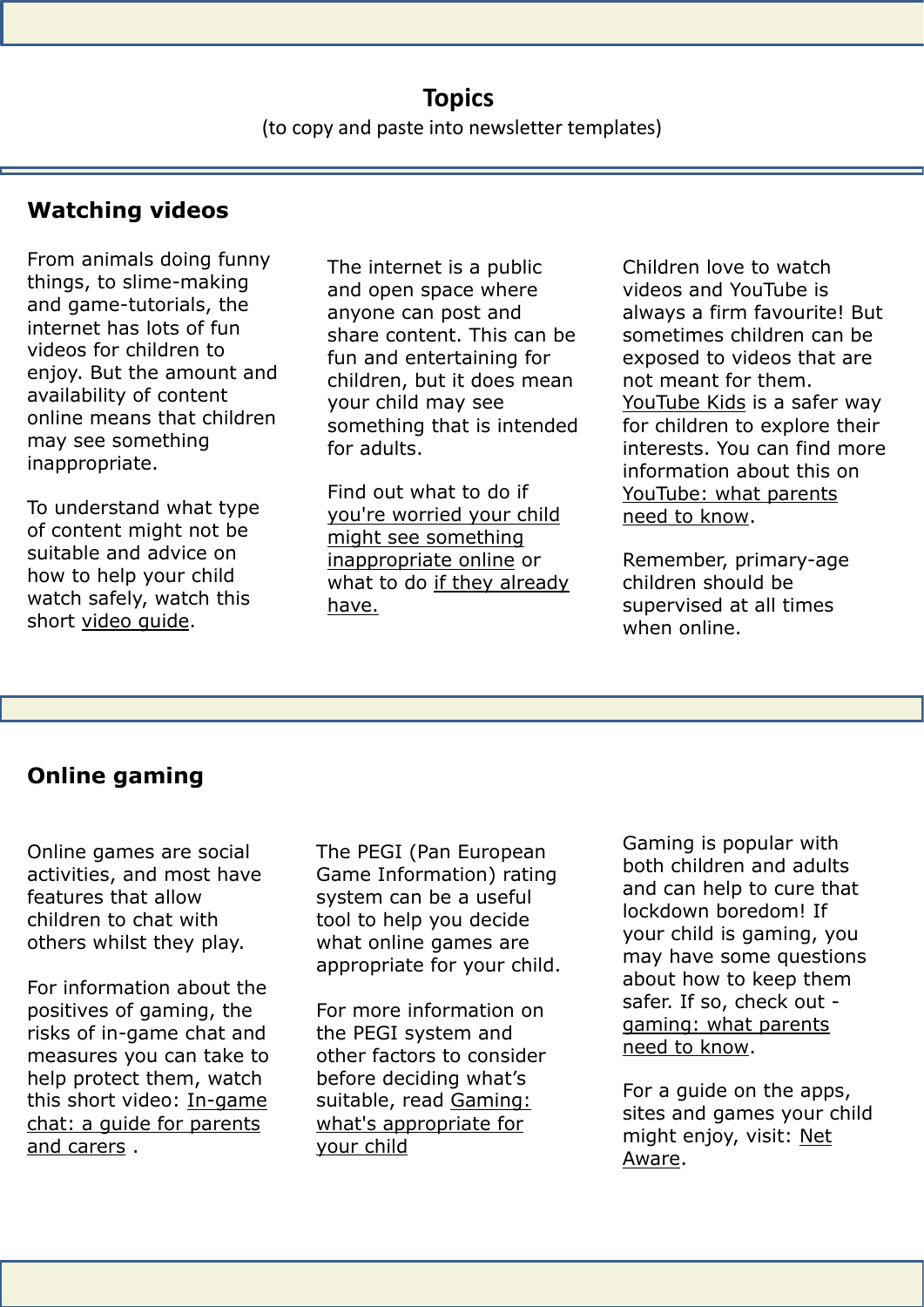# Topics

(to copy and paste into newsletter templates)

## Watching videos

From animals doing funny things, to slime-making and game-tutorials, the internet has lots of fun videos for children to enjoy. But the amount and availability of content online means that children may see something inappropriate.

To understand what type of content might not be suitable and advice on how to help your child watch safely, watch this short video guide.

The internet is a public and open space where anyone can post and share content. This can be fun and entertaining for children, but it does mean your child may see something that is intended for adults.

Find out what to do if you're worried your child might see something inappropriate online or what to do if they already have.

Children love to watch videos and YouTube is always a firm favourite! But sometimes children can be exposed to videos that are not meant for them. YouTube Kids is a safer way for children to explore their interests. You can find more information about this on YouTube: what parents need to know.

Remember, primary-age children should be supervised at all times when online.

## Online gaming

Online games are social activities, and most have features that allow children to chat with others whilst they play.

For information about the positives of gaming, the risks of in-game chat and measures you can take to help protect them, watch this short video: In-game chat: a guide for parents and carers .

The PEGI (Pan European Game Information) rating system can be a useful tool to help you decide what online games are appropriate for your child.

For more information on the PEGI system and other factors to consider before deciding what's suitable, read Gaming: what's appropriate for your child

Gaming is popular with both children and adults and can help to cure that lockdown boredom! If your child is gaming, you may have some questions about how to keep them safer. If so, check out - gaming: what parents need to know.

For a guide on the apps, sites and games your child might enjoy, visit: Net Aware.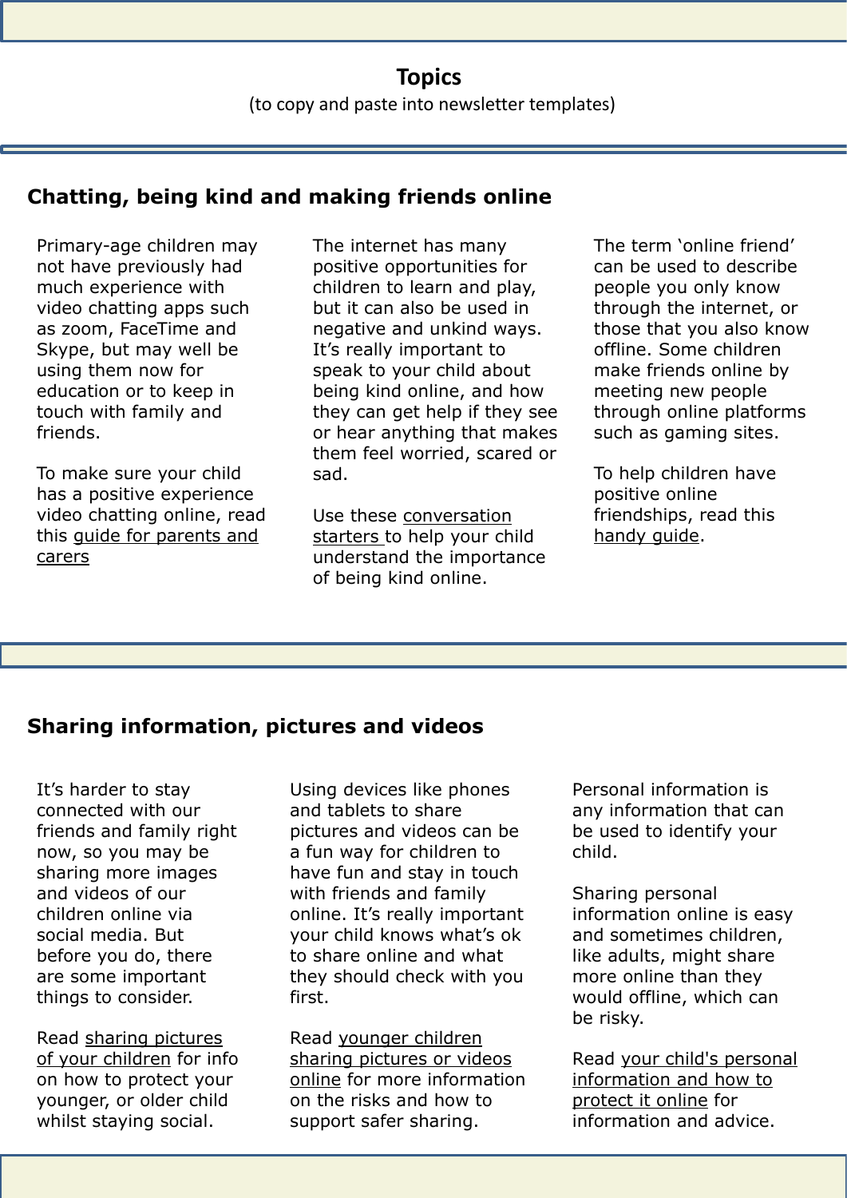# Topics

(to copy and paste into newsletter templates)

## Chatting, being kind and making friends online

Primary-age children may not have previously had much experience with video chatting apps such as zoom, FaceTime and Skype, but may well be using them now for education or to keep in touch with family and friends.

To make sure your child has a positive experience video chatting online, read this guide for parents and carers

The internet has many positive opportunities for children to learn and play, but it can also be used in negative and unkind ways. It's really important to speak to your child about being kind online, and how they can get help if they see or hear anything that makes them feel worried, scared or sad.

Use these conversation starters to help your child understand the importance of being kind online.

The term 'online friend' can be used to describe people you only know through the internet, or those that you also know offline. Some children make friends online by meeting new people through online platforms such as gaming sites.

To help children have positive online friendships, read this handy guide.

## Sharing information, pictures and videos

It's harder to stay connected with our friends and family right now, so you may be sharing more images and videos of our children online via social media. But before you do, there are some important things to consider.

Read sharing pictures of your children for info on how to protect your younger, or older child whilst staying social.

Using devices like phones and tablets to share pictures and videos can be a fun way for children to have fun and stay in touch with friends and family online. It's really important your child knows what's ok to share online and what they should check with you first.

Read younger children sharing pictures or videos online for more information on the risks and how to support safer sharing.

Personal information is any information that can be used to identify your child.

Sharing personal information online is easy and sometimes children, like adults, might share more online than they would offline, which can be risky.

Read your child's personal information and how to protect it online for information and advice.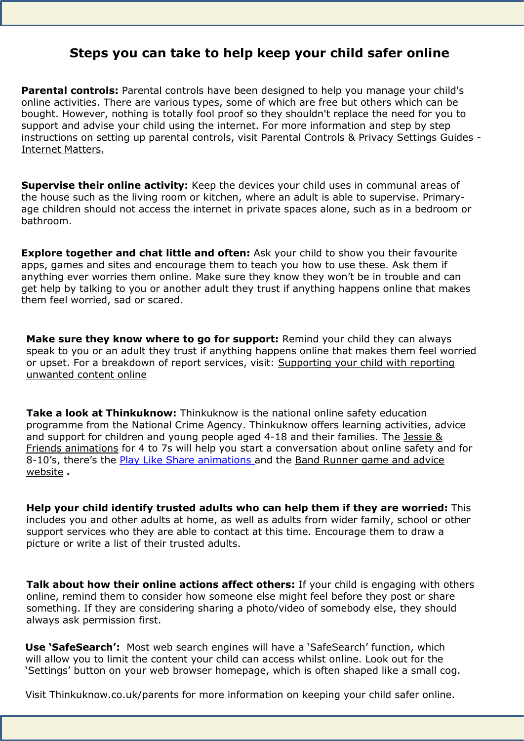# Steps you can take to help keep your child safer online

**Parental controls:** Parental controls have been designed to help you manage your child's online activities. There are various types, some of which are free but others which can be bought. However, nothing is totally fool proof so they shouldn't replace the need for you to support and advise your child using the internet. For more information and step by step instructions on setting up parental controls, visit Parental Controls & Privacy Settings Guides - Internet Matters.

**Supervise their online activity:** Keep the devices your child uses in communal areas of the house such as the living room or kitchen, where an adult is able to supervise. Primary-age children should not access the internet in private spaces alone, such as in a bedroom or bathroom.

**Explore together and chat little and often:** Ask your child to show you their favourite apps, games and sites and encourage them to teach you how to use these. Ask them if anything ever worries them online. Make sure they know they won't be in trouble and can get help by talking to you or another adult they trust if anything happens online that makes them feel worried, sad or scared.

**Make sure they know where to go for support:** Remind your child they can always speak to you or an adult they trust if anything happens online that makes them feel worried or upset. For a breakdown of report services, visit: Supporting your child with reporting unwanted content online

**Take a look at Thinkuknow:** Thinkuknow is the national online safety education programme from the National Crime Agency. Thinkuknow offers learning activities, advice and support for children and young people aged 4-18 and their families. The Jessie & Friends animations for 4 to 7s will help you start a conversation about online safety and for 8-10's, there's the Play Like Share animations and the Band Runner game and advice website .

**Help your child identify trusted adults who can help them if they are worried:** This includes you and other adults at home, as well as adults from wider family, school or other support services who they are able to contact at this time. Encourage them to draw a picture or write a list of their trusted adults.

**Talk about how their online actions affect others:** If your child is engaging with others online, remind them to consider how someone else might feel before they post or share something. If they are considering sharing a photo/video of somebody else, they should always ask permission first.

**Use 'SafeSearch':** Most web search engines will have a 'SafeSearch' function, which will allow you to limit the content your child can access whilst online. Look out for the 'Settings' button on your web browser homepage, which is often shaped like a small cog.

Visit Thinkuknow.co.uk/parents for more information on keeping your child safer online.